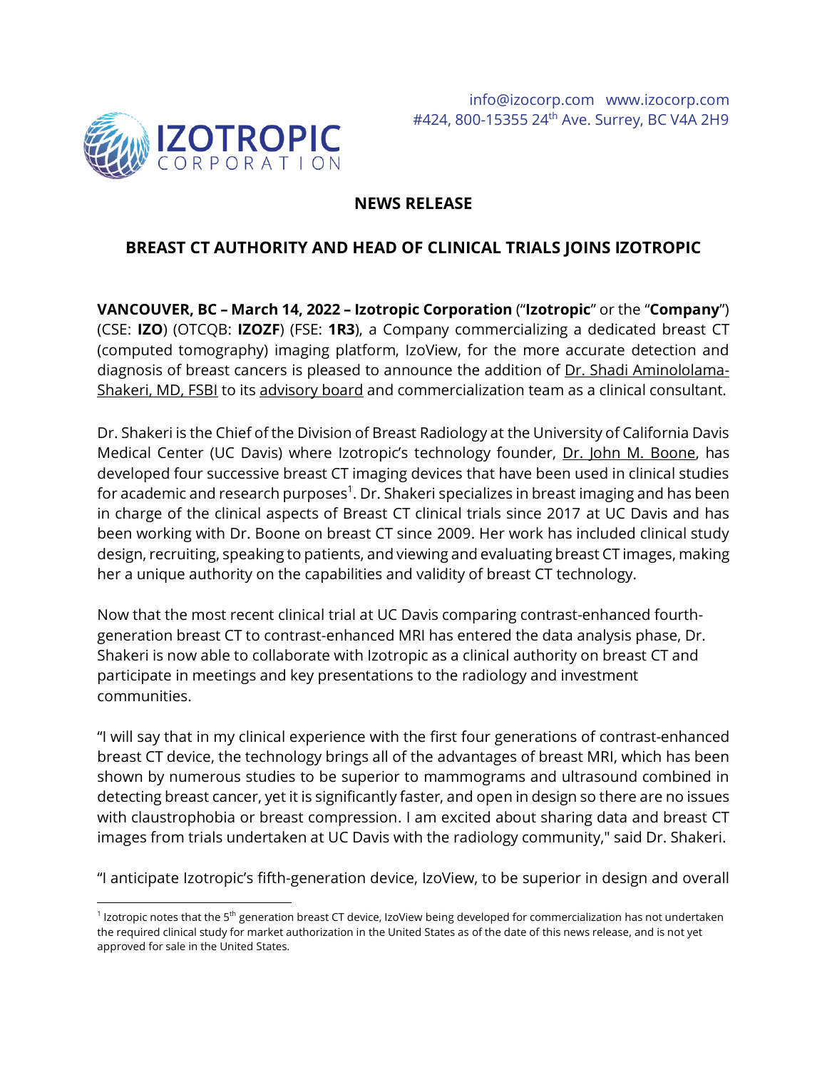info@izocorp.com www.izocorp.com
#424, 800-15355 24th Ave. Surrey, BC V4A 2H9

IZOTROPIC CORPORATION

# NEWS RELEASE

## BREAST CT AUTHORITY AND HEAD OF CLINICAL TRIALS JOINS IZOTROPIC

**VANCOUVER, BC – March 14, 2022 – Izotropic Corporation** ("**Izotropic**" or the "**Company**") (CSE: **IZO**) (OTCQB: **IZOZF**) (FSE: **1R3**), a Company commercializing a dedicated breast CT (computed tomography) imaging platform, IzoView, for the more accurate detection and diagnosis of breast cancers is pleased to announce the addition of Dr. Shadi Aminololama-Shakeri, MD, FSBI to its advisory board and commercialization team as a clinical consultant.

Dr. Shakeri is the Chief of the Division of Breast Radiology at the University of California Davis Medical Center (UC Davis) where Izotropic's technology founder, Dr. John M. Boone, has developed four successive breast CT imaging devices that have been used in clinical studies for academic and research purposes[1]. Dr. Shakeri specializes in breast imaging and has been in charge of the clinical aspects of Breast CT clinical trials since 2017 at UC Davis and has been working with Dr. Boone on breast CT since 2009. Her work has included clinical study design, recruiting, speaking to patients, and viewing and evaluating breast CT images, making her a unique authority on the capabilities and validity of breast CT technology.

Now that the most recent clinical trial at UC Davis comparing contrast-enhanced fourth-generation breast CT to contrast-enhanced MRI has entered the data analysis phase, Dr. Shakeri is now able to collaborate with Izotropic as a clinical authority on breast CT and participate in meetings and key presentations to the radiology and investment communities.

"I will say that in my clinical experience with the first four generations of contrast-enhanced breast CT device, the technology brings all of the advantages of breast MRI, which has been shown by numerous studies to be superior to mammograms and ultrasound combined in detecting breast cancer, yet it is significantly faster, and open in design so there are no issues with claustrophobia or breast compression. I am excited about sharing data and breast CT images from trials undertaken at UC Davis with the radiology community," said Dr. Shakeri.

"I anticipate Izotropic's fifth-generation device, IzoView, to be superior in design and overall

[1] Izotropic notes that the 5th generation breast CT device, IzoView being developed for commercialization has not undertaken the required clinical study for market authorization in the United States as of the date of this news release, and is not yet approved for sale in the United States.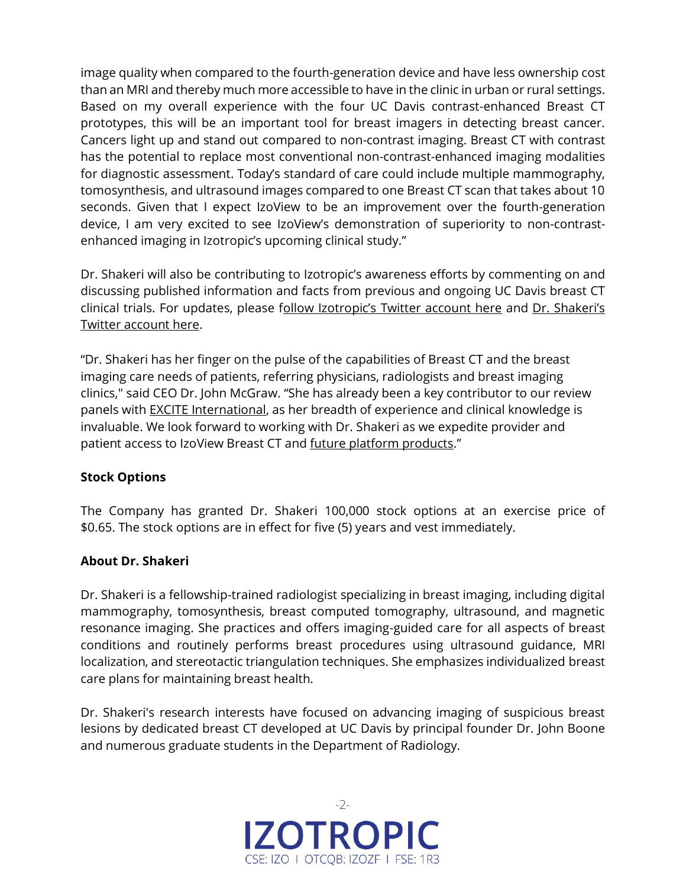image quality when compared to the fourth-generation device and have less ownership cost than an MRI and thereby much more accessible to have in the clinic in urban or rural settings. Based on my overall experience with the four UC Davis contrast-enhanced Breast CT prototypes, this will be an important tool for breast imagers in detecting breast cancer. Cancers light up and stand out compared to non-contrast imaging. Breast CT with contrast has the potential to replace most conventional non-contrast-enhanced imaging modalities for diagnostic assessment. Today's standard of care could include multiple mammography, tomosynthesis, and ultrasound images compared to one Breast CT scan that takes about 10 seconds. Given that I expect IzoView to be an improvement over the fourth-generation device, I am very excited to see IzoView's demonstration of superiority to non-contrast-enhanced imaging in Izotropic's upcoming clinical study."

Dr. Shakeri will also be contributing to Izotropic's awareness efforts by commenting on and discussing published information and facts from previous and ongoing UC Davis breast CT clinical trials. For updates, please follow Izotropic's Twitter account here and Dr. Shakeri's Twitter account here.

"Dr. Shakeri has her finger on the pulse of the capabilities of Breast CT and the breast imaging care needs of patients, referring physicians, radiologists and breast imaging clinics," said CEO Dr. John McGraw. "She has already been a key contributor to our review panels with EXCITE International, as her breadth of experience and clinical knowledge is invaluable. We look forward to working with Dr. Shakeri as we expedite provider and patient access to IzoView Breast CT and future platform products."

**Stock Options**

The Company has granted Dr. Shakeri 100,000 stock options at an exercise price of $0.65. The stock options are in effect for five (5) years and vest immediately.

**About Dr. Shakeri**

Dr. Shakeri is a fellowship-trained radiologist specializing in breast imaging, including digital mammography, tomosynthesis, breast computed tomography, ultrasound, and magnetic resonance imaging. She practices and offers imaging-guided care for all aspects of breast conditions and routinely performs breast procedures using ultrasound guidance, MRI localization, and stereotactic triangulation techniques. She emphasizes individualized breast care plans for maintaining breast health.

Dr. Shakeri's research interests have focused on advancing imaging of suspicious breast lesions by dedicated breast CT developed at UC Davis by principal founder Dr. John Boone and numerous graduate students in the Department of Radiology.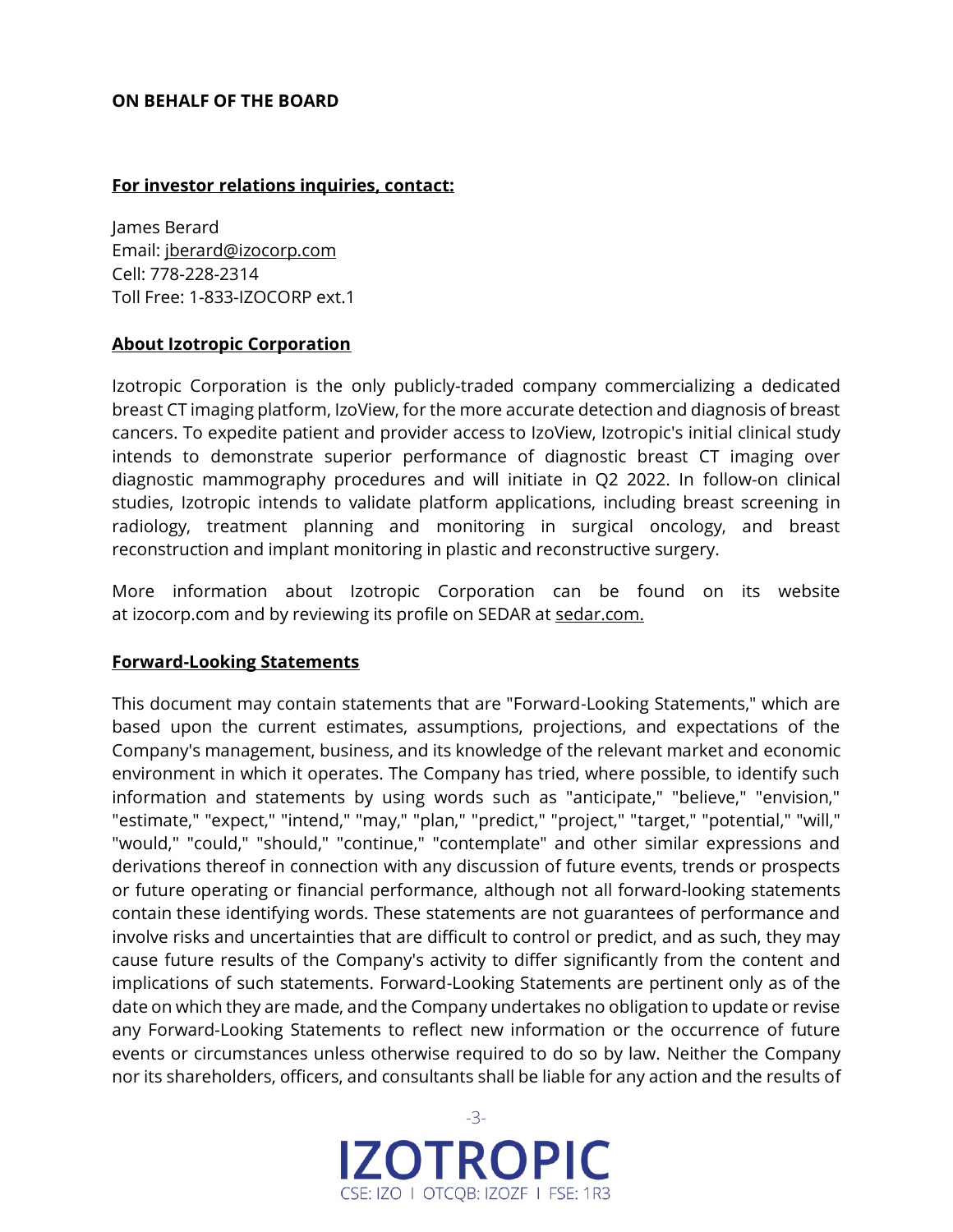**ON BEHALF OF THE BOARD**

**For investor relations inquiries, contact:**

James Berard
Email: jberard@izocorp.com
Cell: 778-228-2314
Toll Free: 1-833-IZOCORP ext.1

**About Izotropic Corporation**

Izotropic Corporation is the only publicly-traded company commercializing a dedicated breast CT imaging platform, IzoView, for the more accurate detection and diagnosis of breast cancers. To expedite patient and provider access to IzoView, Izotropic's initial clinical study intends to demonstrate superior performance of diagnostic breast CT imaging over diagnostic mammography procedures and will initiate in Q2 2022. In follow-on clinical studies, Izotropic intends to validate platform applications, including breast screening in radiology, treatment planning and monitoring in surgical oncology, and breast reconstruction and implant monitoring in plastic and reconstructive surgery.

More information about Izotropic Corporation can be found on its website at izocorp.com and by reviewing its profile on SEDAR at sedar.com.

**Forward-Looking Statements**

This document may contain statements that are "Forward-Looking Statements," which are based upon the current estimates, assumptions, projections, and expectations of the Company's management, business, and its knowledge of the relevant market and economic environment in which it operates. The Company has tried, where possible, to identify such information and statements by using words such as "anticipate," "believe," "envision," "estimate," "expect," "intend," "may," "plan," "predict," "project," "target," "potential," "will," "would," "could," "should," "continue," "contemplate" and other similar expressions and derivations thereof in connection with any discussion of future events, trends or prospects or future operating or financial performance, although not all forward-looking statements contain these identifying words. These statements are not guarantees of performance and involve risks and uncertainties that are difficult to control or predict, and as such, they may cause future results of the Company's activity to differ significantly from the content and implications of such statements. Forward-Looking Statements are pertinent only as of the date on which they are made, and the Company undertakes no obligation to update or revise any Forward-Looking Statements to reflect new information or the occurrence of future events or circumstances unless otherwise required to do so by law. Neither the Company nor its shareholders, officers, and consultants shall be liable for any action and the results of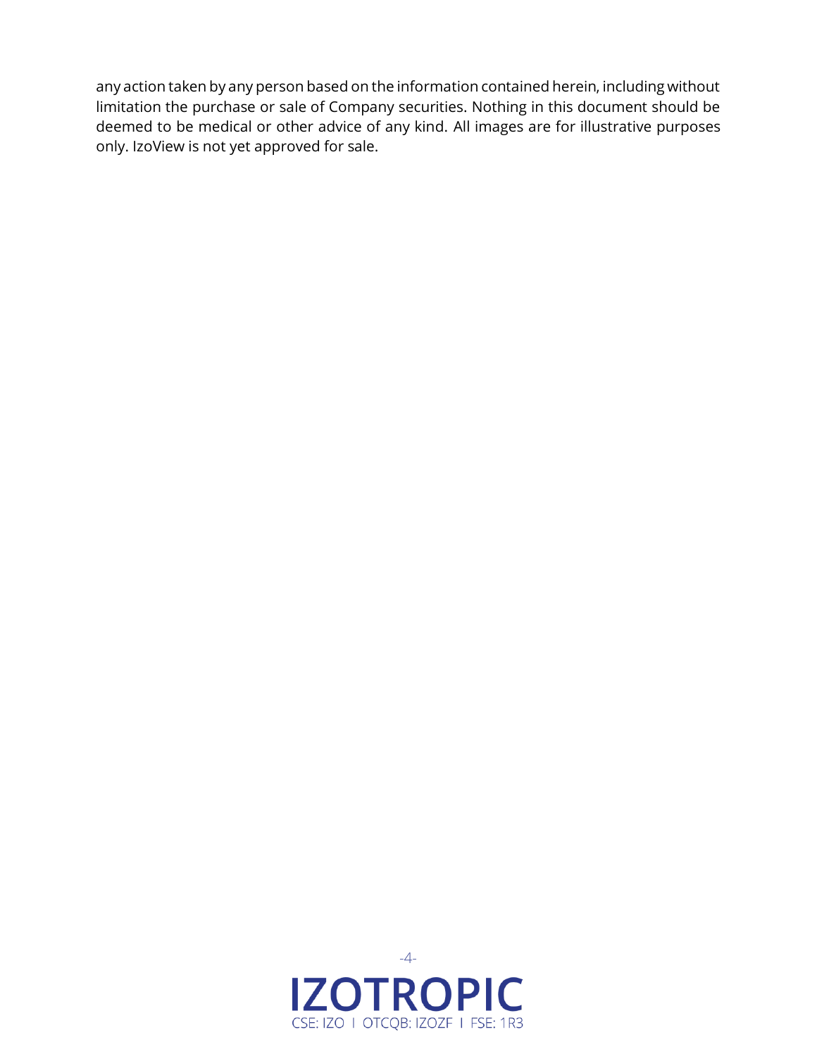any action taken by any person based on the information contained herein, including without limitation the purchase or sale of Company securities. Nothing in this document should be deemed to be medical or other advice of any kind. All images are for illustrative purposes only. IzoView is not yet approved for sale.